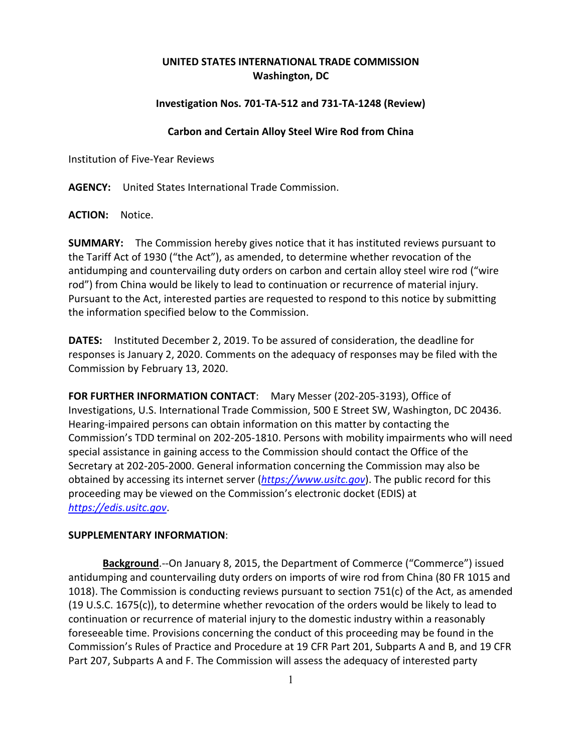**UNITED STATES INTERNATIONAL TRADE COMMISSION**
**Washington, DC**

**Investigation Nos. 701-TA-512 and 731-TA-1248 (Review)**

**Carbon and Certain Alloy Steel Wire Rod from China**

Institution of Five-Year Reviews

**AGENCY:** United States International Trade Commission.

**ACTION:** Notice.

**SUMMARY:** The Commission hereby gives notice that it has instituted reviews pursuant to the Tariff Act of 1930 ("the Act"), as amended, to determine whether revocation of the antidumping and countervailing duty orders on carbon and certain alloy steel wire rod ("wire rod") from China would be likely to lead to continuation or recurrence of material injury. Pursuant to the Act, interested parties are requested to respond to this notice by submitting the information specified below to the Commission.

**DATES:** Instituted December 2, 2019. To be assured of consideration, the deadline for responses is January 2, 2020. Comments on the adequacy of responses may be filed with the Commission by February 13, 2020.

**FOR FURTHER INFORMATION CONTACT**: Mary Messer (202-205-3193), Office of Investigations, U.S. International Trade Commission, 500 E Street SW, Washington, DC 20436. Hearing-impaired persons can obtain information on this matter by contacting the Commission's TDD terminal on 202-205-1810. Persons with mobility impairments who will need special assistance in gaining access to the Commission should contact the Office of the Secretary at 202-205-2000. General information concerning the Commission may also be obtained by accessing its internet server (*https://www.usitc.gov*). The public record for this proceeding may be viewed on the Commission's electronic docket (EDIS) at *https://edis.usitc.gov*.

**SUPPLEMENTARY INFORMATION**:

**Background**.--On January 8, 2015, the Department of Commerce ("Commerce") issued antidumping and countervailing duty orders on imports of wire rod from China (80 FR 1015 and 1018). The Commission is conducting reviews pursuant to section 751(c) of the Act, as amended (19 U.S.C. 1675(c)), to determine whether revocation of the orders would be likely to lead to continuation or recurrence of material injury to the domestic industry within a reasonably foreseeable time. Provisions concerning the conduct of this proceeding may be found in the Commission's Rules of Practice and Procedure at 19 CFR Part 201, Subparts A and B, and 19 CFR Part 207, Subparts A and F. The Commission will assess the adequacy of interested party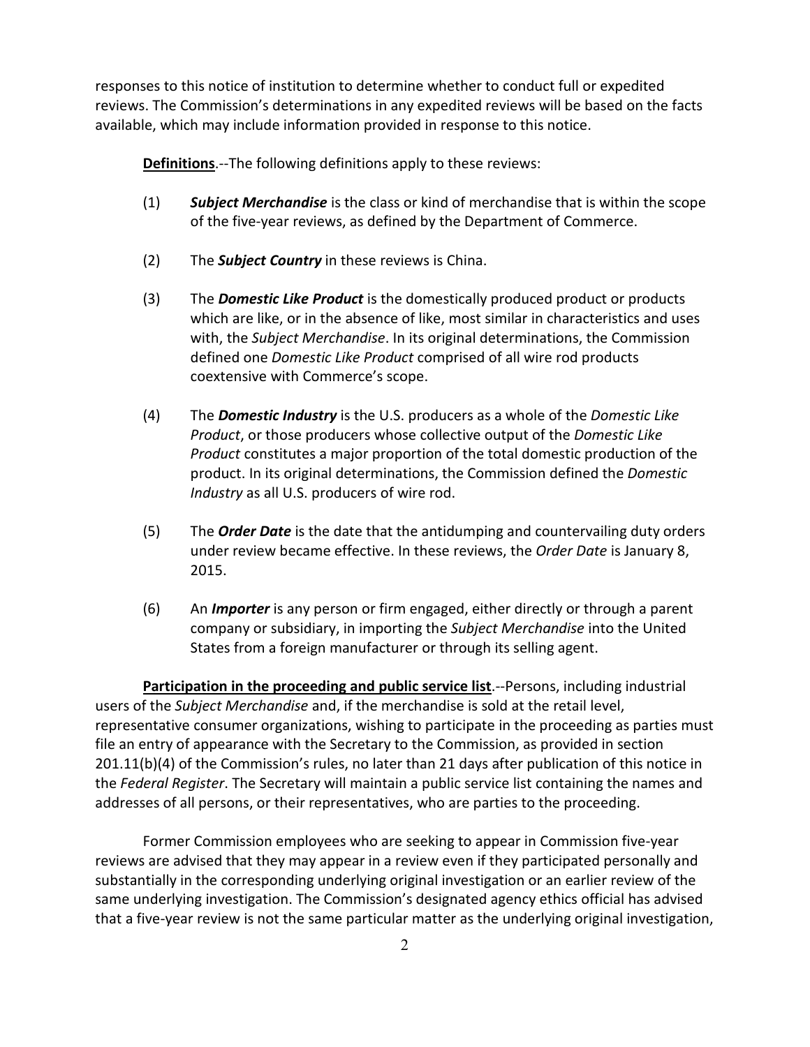responses to this notice of institution to determine whether to conduct full or expedited reviews. The Commission's determinations in any expedited reviews will be based on the facts available, which may include information provided in response to this notice.

**Definitions**.--The following definitions apply to these reviews:

(1) ***Subject Merchandise*** is the class or kind of merchandise that is within the scope of the five-year reviews, as defined by the Department of Commerce.

(2) The ***Subject Country*** in these reviews is China.

(3) The ***Domestic Like Product*** is the domestically produced product or products which are like, or in the absence of like, most similar in characteristics and uses with, the *Subject Merchandise*. In its original determinations, the Commission defined one *Domestic Like Product* comprised of all wire rod products coextensive with Commerce's scope.

(4) The ***Domestic Industry*** is the U.S. producers as a whole of the *Domestic Like Product*, or those producers whose collective output of the *Domestic Like Product* constitutes a major proportion of the total domestic production of the product. In its original determinations, the Commission defined the *Domestic Industry* as all U.S. producers of wire rod.

(5) The ***Order Date*** is the date that the antidumping and countervailing duty orders under review became effective. In these reviews, the *Order Date* is January 8, 2015.

(6) An ***Importer*** is any person or firm engaged, either directly or through a parent company or subsidiary, in importing the *Subject Merchandise* into the United States from a foreign manufacturer or through its selling agent.

**Participation in the proceeding and public service list**.--Persons, including industrial users of the *Subject Merchandise* and, if the merchandise is sold at the retail level, representative consumer organizations, wishing to participate in the proceeding as parties must file an entry of appearance with the Secretary to the Commission, as provided in section 201.11(b)(4) of the Commission's rules, no later than 21 days after publication of this notice in the *Federal Register*. The Secretary will maintain a public service list containing the names and addresses of all persons, or their representatives, who are parties to the proceeding.

Former Commission employees who are seeking to appear in Commission five-year reviews are advised that they may appear in a review even if they participated personally and substantially in the corresponding underlying original investigation or an earlier review of the same underlying investigation. The Commission's designated agency ethics official has advised that a five-year review is not the same particular matter as the underlying original investigation,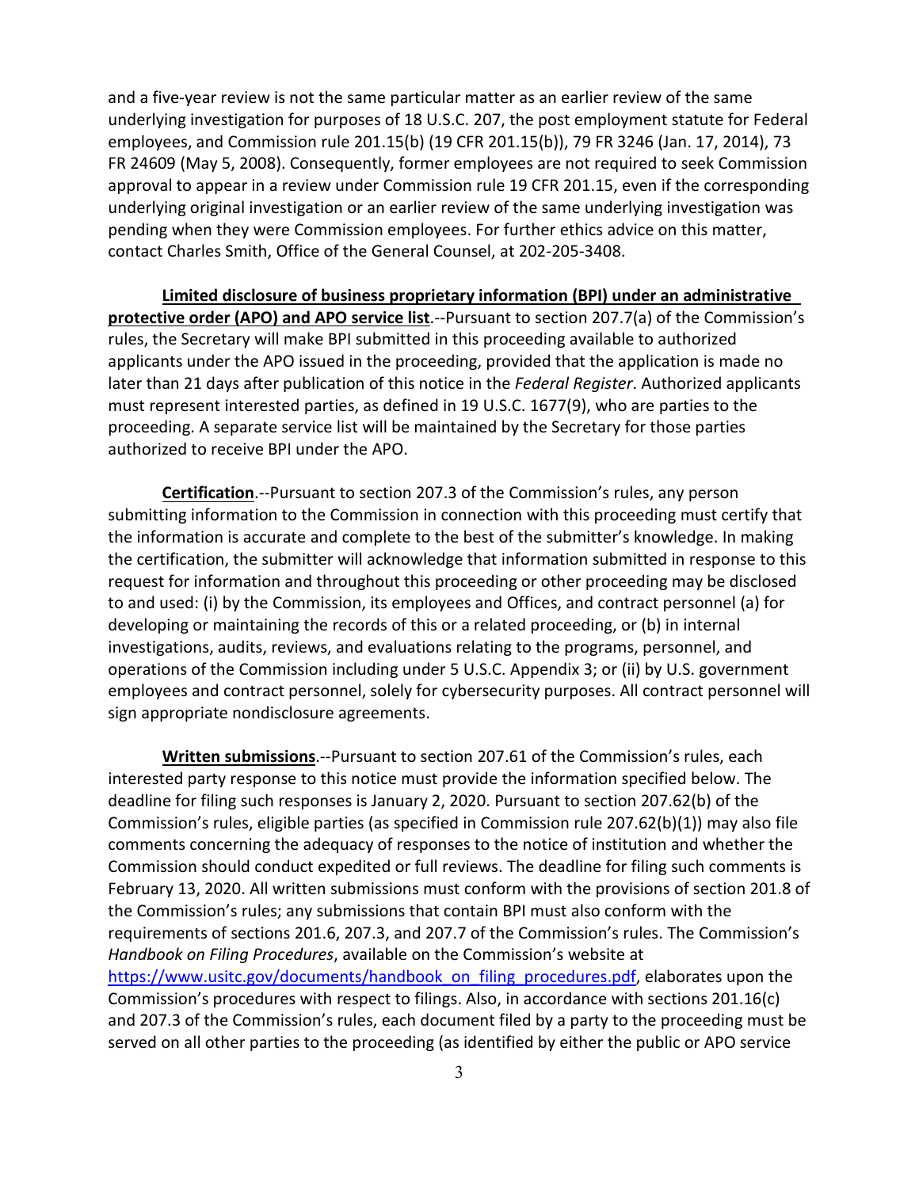and a five-year review is not the same particular matter as an earlier review of the same underlying investigation for purposes of 18 U.S.C. 207, the post employment statute for Federal employees, and Commission rule 201.15(b) (19 CFR 201.15(b)), 79 FR 3246 (Jan. 17, 2014), 73 FR 24609 (May 5, 2008). Consequently, former employees are not required to seek Commission approval to appear in a review under Commission rule 19 CFR 201.15, even if the corresponding underlying original investigation or an earlier review of the same underlying investigation was pending when they were Commission employees. For further ethics advice on this matter, contact Charles Smith, Office of the General Counsel, at 202-205-3408.

**Limited disclosure of business proprietary information (BPI) under an administrative protective order (APO) and APO service list**.--Pursuant to section 207.7(a) of the Commission's rules, the Secretary will make BPI submitted in this proceeding available to authorized applicants under the APO issued in the proceeding, provided that the application is made no later than 21 days after publication of this notice in the *Federal Register*. Authorized applicants must represent interested parties, as defined in 19 U.S.C. 1677(9), who are parties to the proceeding. A separate service list will be maintained by the Secretary for those parties authorized to receive BPI under the APO.

**Certification**.--Pursuant to section 207.3 of the Commission's rules, any person submitting information to the Commission in connection with this proceeding must certify that the information is accurate and complete to the best of the submitter's knowledge. In making the certification, the submitter will acknowledge that information submitted in response to this request for information and throughout this proceeding or other proceeding may be disclosed to and used: (i) by the Commission, its employees and Offices, and contract personnel (a) for developing or maintaining the records of this or a related proceeding, or (b) in internal investigations, audits, reviews, and evaluations relating to the programs, personnel, and operations of the Commission including under 5 U.S.C. Appendix 3; or (ii) by U.S. government employees and contract personnel, solely for cybersecurity purposes. All contract personnel will sign appropriate nondisclosure agreements.

**Written submissions**.--Pursuant to section 207.61 of the Commission's rules, each interested party response to this notice must provide the information specified below. The deadline for filing such responses is January 2, 2020. Pursuant to section 207.62(b) of the Commission's rules, eligible parties (as specified in Commission rule 207.62(b)(1)) may also file comments concerning the adequacy of responses to the notice of institution and whether the Commission should conduct expedited or full reviews. The deadline for filing such comments is February 13, 2020. All written submissions must conform with the provisions of section 201.8 of the Commission's rules; any submissions that contain BPI must also conform with the requirements of sections 201.6, 207.3, and 207.7 of the Commission's rules. The Commission's *Handbook on Filing Procedures*, available on the Commission's website at https://www.usitc.gov/documents/handbook_on_filing_procedures.pdf, elaborates upon the Commission's procedures with respect to filings. Also, in accordance with sections 201.16(c) and 207.3 of the Commission's rules, each document filed by a party to the proceeding must be served on all other parties to the proceeding (as identified by either the public or APO service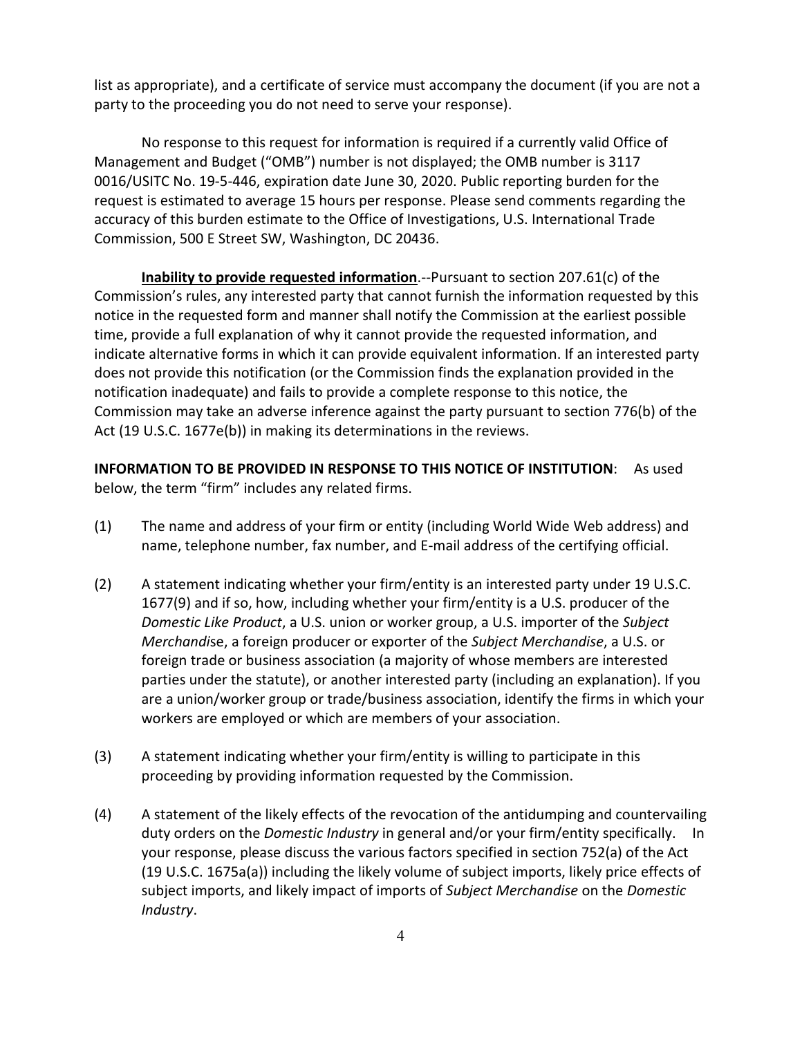list as appropriate), and a certificate of service must accompany the document (if you are not a party to the proceeding you do not need to serve your response).

No response to this request for information is required if a currently valid Office of Management and Budget ("OMB") number is not displayed; the OMB number is 3117 0016/USITC No. 19-5-446, expiration date June 30, 2020. Public reporting burden for the request is estimated to average 15 hours per response. Please send comments regarding the accuracy of this burden estimate to the Office of Investigations, U.S. International Trade Commission, 500 E Street SW, Washington, DC 20436.

**Inability to provide requested information**.--Pursuant to section 207.61(c) of the Commission's rules, any interested party that cannot furnish the information requested by this notice in the requested form and manner shall notify the Commission at the earliest possible time, provide a full explanation of why it cannot provide the requested information, and indicate alternative forms in which it can provide equivalent information. If an interested party does not provide this notification (or the Commission finds the explanation provided in the notification inadequate) and fails to provide a complete response to this notice, the Commission may take an adverse inference against the party pursuant to section 776(b) of the Act (19 U.S.C. 1677e(b)) in making its determinations in the reviews.

**INFORMATION TO BE PROVIDED IN RESPONSE TO THIS NOTICE OF INSTITUTION**: As used below, the term "firm" includes any related firms.

(1) The name and address of your firm or entity (including World Wide Web address) and name, telephone number, fax number, and E-mail address of the certifying official.

(2) A statement indicating whether your firm/entity is an interested party under 19 U.S.C. 1677(9) and if so, how, including whether your firm/entity is a U.S. producer of the *Domestic Like Product*, a U.S. union or worker group, a U.S. importer of the *Subject Merchandise*, a foreign producer or exporter of the *Subject Merchandise*, a U.S. or foreign trade or business association (a majority of whose members are interested parties under the statute), or another interested party (including an explanation). If you are a union/worker group or trade/business association, identify the firms in which your workers are employed or which are members of your association.

(3) A statement indicating whether your firm/entity is willing to participate in this proceeding by providing information requested by the Commission.

(4) A statement of the likely effects of the revocation of the antidumping and countervailing duty orders on the *Domestic Industry* in general and/or your firm/entity specifically. In your response, please discuss the various factors specified in section 752(a) of the Act (19 U.S.C. 1675a(a)) including the likely volume of subject imports, likely price effects of subject imports, and likely impact of imports of *Subject Merchandise* on the *Domestic Industry*.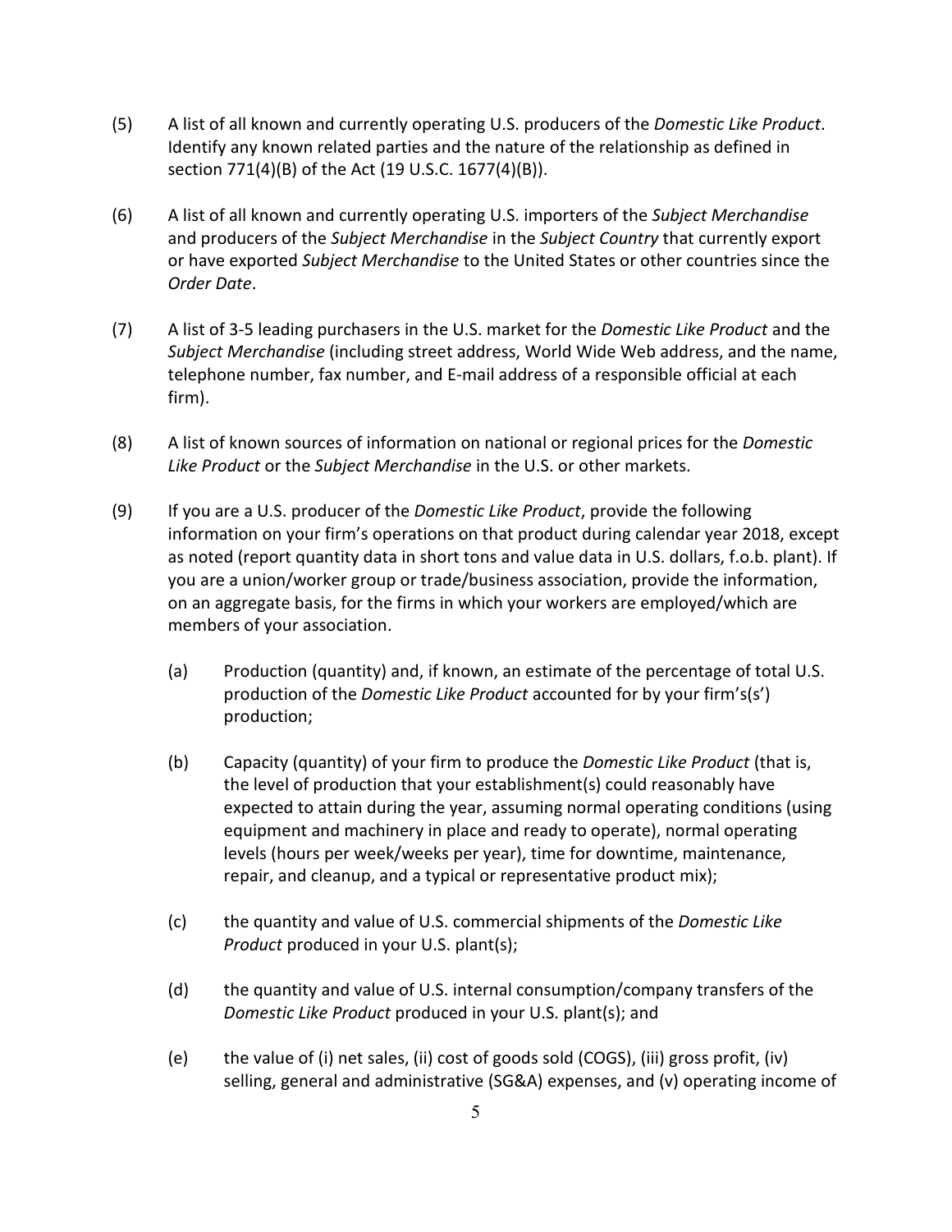(5) A list of all known and currently operating U.S. producers of the *Domestic Like Product*. Identify any known related parties and the nature of the relationship as defined in section 771(4)(B) of the Act (19 U.S.C. 1677(4)(B)).

(6) A list of all known and currently operating U.S. importers of the *Subject Merchandise* and producers of the *Subject Merchandise* in the *Subject Country* that currently export or have exported *Subject Merchandise* to the United States or other countries since the *Order Date*.

(7) A list of 3-5 leading purchasers in the U.S. market for the *Domestic Like Product* and the *Subject Merchandise* (including street address, World Wide Web address, and the name, telephone number, fax number, and E-mail address of a responsible official at each firm).

(8) A list of known sources of information on national or regional prices for the *Domestic Like Product* or the *Subject Merchandise* in the U.S. or other markets.

(9) If you are a U.S. producer of the *Domestic Like Product*, provide the following information on your firm's operations on that product during calendar year 2018, except as noted (report quantity data in short tons and value data in U.S. dollars, f.o.b. plant). If you are a union/worker group or trade/business association, provide the information, on an aggregate basis, for the firms in which your workers are employed/which are members of your association.

  (a) Production (quantity) and, if known, an estimate of the percentage of total U.S. production of the *Domestic Like Product* accounted for by your firm's(s') production;

  (b) Capacity (quantity) of your firm to produce the *Domestic Like Product* (that is, the level of production that your establishment(s) could reasonably have expected to attain during the year, assuming normal operating conditions (using equipment and machinery in place and ready to operate), normal operating levels (hours per week/weeks per year), time for downtime, maintenance, repair, and cleanup, and a typical or representative product mix);

  (c) the quantity and value of U.S. commercial shipments of the *Domestic Like Product* produced in your U.S. plant(s);

  (d) the quantity and value of U.S. internal consumption/company transfers of the *Domestic Like Product* produced in your U.S. plant(s); and

  (e) the value of (i) net sales, (ii) cost of goods sold (COGS), (iii) gross profit, (iv) selling, general and administrative (SG&A) expenses, and (v) operating income of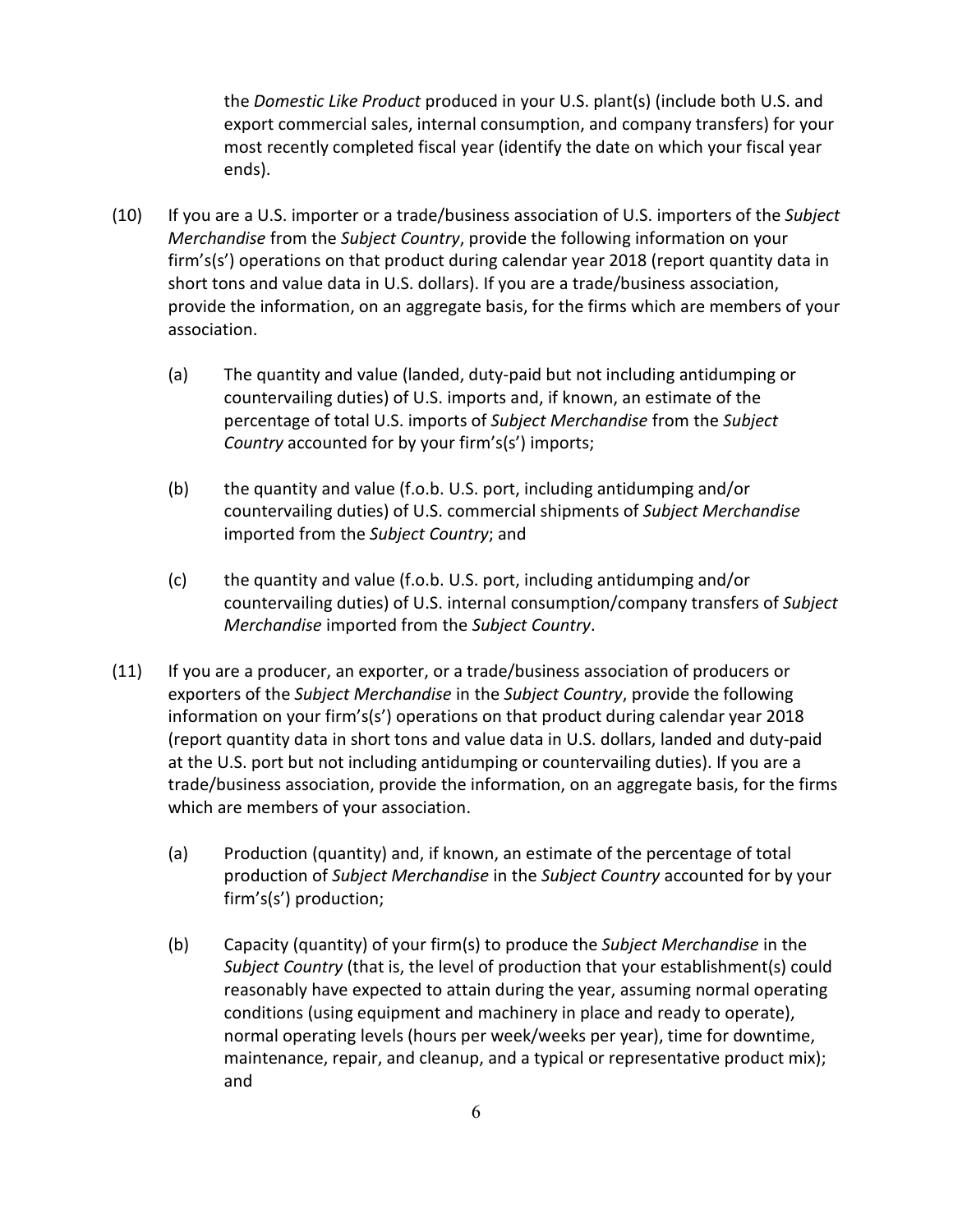the *Domestic Like Product* produced in your U.S. plant(s) (include both U.S. and export commercial sales, internal consumption, and company transfers) for your most recently completed fiscal year (identify the date on which your fiscal year ends).

(10) If you are a U.S. importer or a trade/business association of U.S. importers of the *Subject Merchandise* from the *Subject Country*, provide the following information on your firm's(s') operations on that product during calendar year 2018 (report quantity data in short tons and value data in U.S. dollars). If you are a trade/business association, provide the information, on an aggregate basis, for the firms which are members of your association.

(a) The quantity and value (landed, duty-paid but not including antidumping or countervailing duties) of U.S. imports and, if known, an estimate of the percentage of total U.S. imports of *Subject Merchandise* from the *Subject Country* accounted for by your firm's(s') imports;

(b) the quantity and value (f.o.b. U.S. port, including antidumping and/or countervailing duties) of U.S. commercial shipments of *Subject Merchandise* imported from the *Subject Country*; and

(c) the quantity and value (f.o.b. U.S. port, including antidumping and/or countervailing duties) of U.S. internal consumption/company transfers of *Subject Merchandise* imported from the *Subject Country*.

(11) If you are a producer, an exporter, or a trade/business association of producers or exporters of the *Subject Merchandise* in the *Subject Country*, provide the following information on your firm's(s') operations on that product during calendar year 2018 (report quantity data in short tons and value data in U.S. dollars, landed and duty-paid at the U.S. port but not including antidumping or countervailing duties). If you are a trade/business association, provide the information, on an aggregate basis, for the firms which are members of your association.

(a) Production (quantity) and, if known, an estimate of the percentage of total production of *Subject Merchandise* in the *Subject Country* accounted for by your firm's(s') production;

(b) Capacity (quantity) of your firm(s) to produce the *Subject Merchandise* in the *Subject Country* (that is, the level of production that your establishment(s) could reasonably have expected to attain during the year, assuming normal operating conditions (using equipment and machinery in place and ready to operate), normal operating levels (hours per week/weeks per year), time for downtime, maintenance, repair, and cleanup, and a typical or representative product mix); and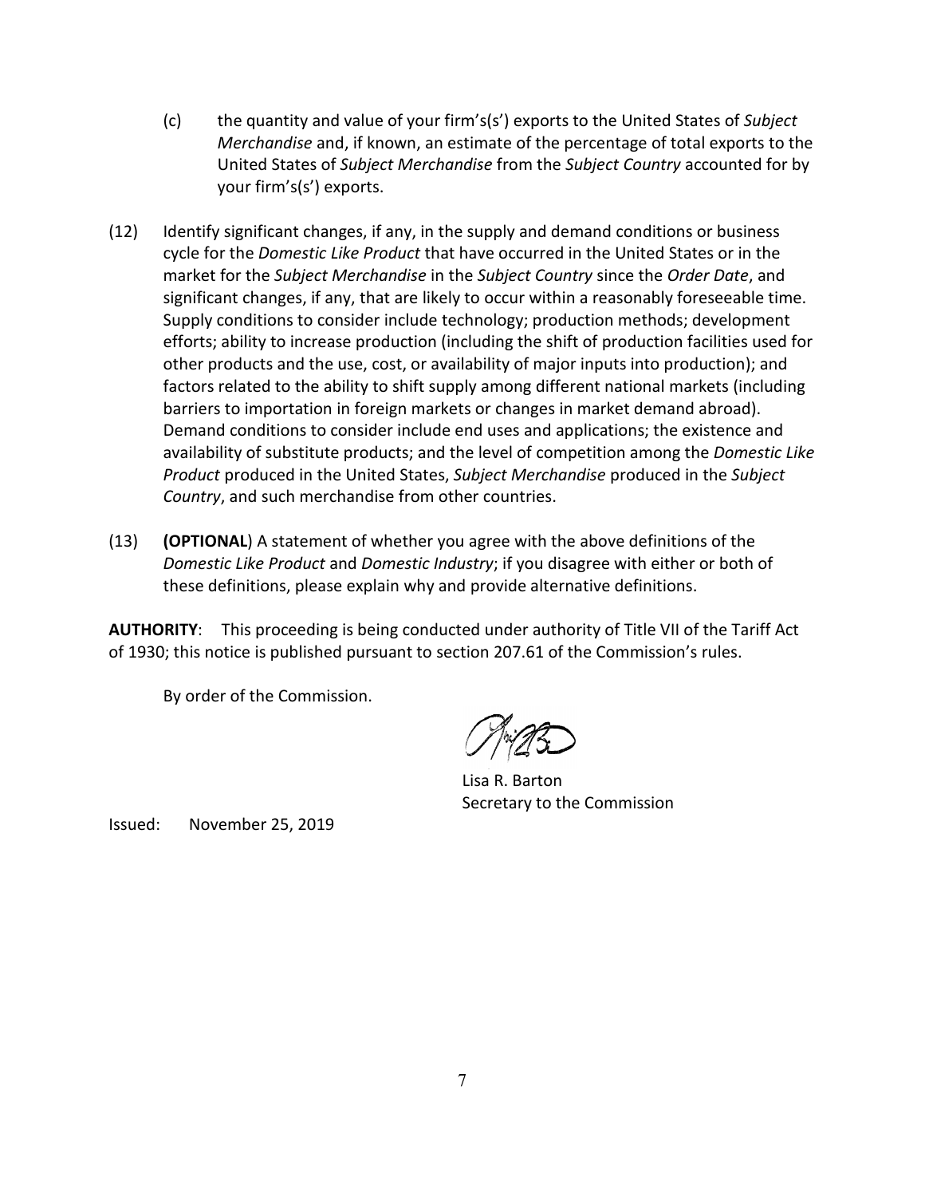(c) the quantity and value of your firm's(s') exports to the United States of *Subject Merchandise* and, if known, an estimate of the percentage of total exports to the United States of *Subject Merchandise* from the *Subject Country* accounted for by your firm's(s') exports.

(12) Identify significant changes, if any, in the supply and demand conditions or business cycle for the *Domestic Like Product* that have occurred in the United States or in the market for the *Subject Merchandise* in the *Subject Country* since the *Order Date*, and significant changes, if any, that are likely to occur within a reasonably foreseeable time. Supply conditions to consider include technology; production methods; development efforts; ability to increase production (including the shift of production facilities used for other products and the use, cost, or availability of major inputs into production); and factors related to the ability to shift supply among different national markets (including barriers to importation in foreign markets or changes in market demand abroad). Demand conditions to consider include end uses and applications; the existence and availability of substitute products; and the level of competition among the *Domestic Like Product* produced in the United States, *Subject Merchandise* produced in the *Subject Country*, and such merchandise from other countries.

(13) **(OPTIONAL**) A statement of whether you agree with the above definitions of the *Domestic Like Product* and *Domestic Industry*; if you disagree with either or both of these definitions, please explain why and provide alternative definitions.

**AUTHORITY**: This proceeding is being conducted under authority of Title VII of the Tariff Act of 1930; this notice is published pursuant to section 207.61 of the Commission's rules.

By order of the Commission.

Lisa R. Barton
Secretary to the Commission

Issued: November 25, 2019